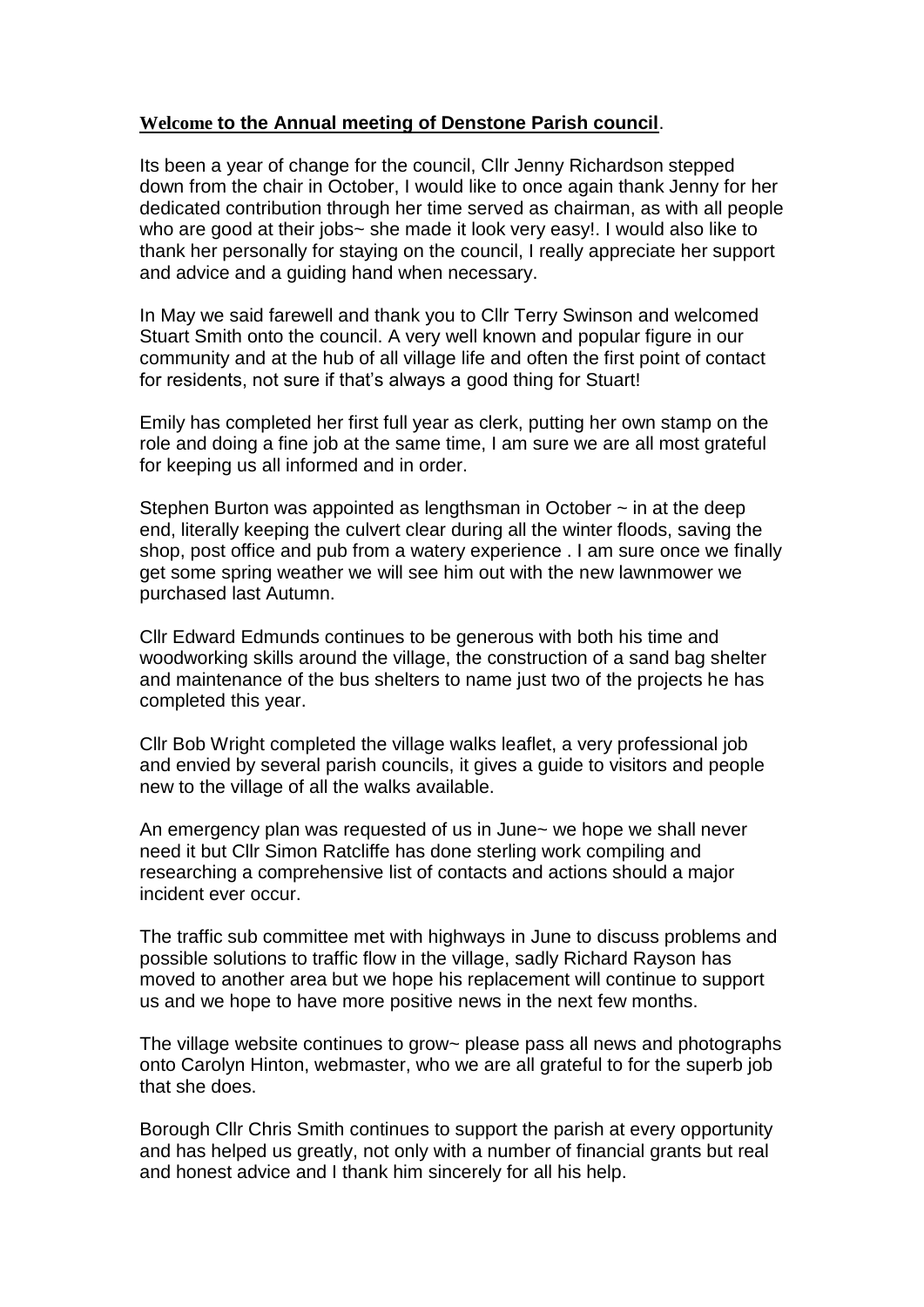**Welcome to the Annual meeting of Denstone Parish council**.

Its been a year of change for the council, Cllr Jenny Richardson stepped down from the chair in October, I would like to once again thank Jenny for her dedicated contribution through her time served as chairman, as with all people who are good at their jobs~ she made it look very easy!. I would also like to thank her personally for staying on the council, I really appreciate her support and advice and a guiding hand when necessary.

In May we said farewell and thank you to Cllr Terry Swinson and welcomed Stuart Smith onto the council. A very well known and popular figure in our community and at the hub of all village life and often the first point of contact for residents, not sure if that's always a good thing for Stuart!

Emily has completed her first full year as clerk, putting her own stamp on the role and doing a fine job at the same time, I am sure we are all most grateful for keeping us all informed and in order.

Stephen Burton was appointed as lengthsman in October ~ in at the deep end, literally keeping the culvert clear during all the winter floods, saving the shop, post office and pub from a watery experience . I am sure once we finally get some spring weather we will see him out with the new lawnmower we purchased last Autumn.

Cllr Edward Edmunds continues to be generous with both his time and woodworking skills around the village, the construction of a sand bag shelter and maintenance of the bus shelters to name just two of the projects he has completed this year.

Cllr Bob Wright completed the village walks leaflet, a very professional job and envied by several parish councils, it gives a guide to visitors and people new to the village of all the walks available.

An emergency plan was requested of us in June~ we hope we shall never need it but Cllr Simon Ratcliffe has done sterling work compiling and researching a comprehensive list of contacts and actions should a major incident ever occur.

The traffic sub committee met with highways in June to discuss problems and possible solutions to traffic flow in the village, sadly Richard Rayson has moved to another area but we hope his replacement will continue to support us and we hope to have more positive news in the next few months.

The village website continues to grow~ please pass all news and photographs onto Carolyn Hinton, webmaster, who we are all grateful to for the superb job that she does.

Borough Cllr Chris Smith continues to support the parish at every opportunity and has helped us greatly, not only with a number of financial grants but real and honest advice and I thank him sincerely for all his help.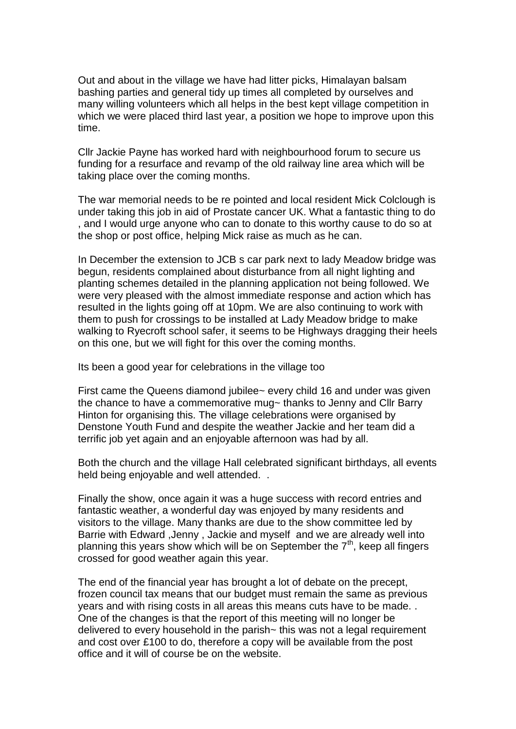Out and about in the village we have had litter picks, Himalayan balsam bashing parties and general tidy up times all completed by ourselves and many willing volunteers which all helps in the best kept village competition in which we were placed third last year, a position we hope to improve upon this time.

Cllr Jackie Payne has worked hard with neighbourhood forum to secure us funding for a resurface and revamp of the old railway line area which will be taking place over the coming months.

The war memorial needs to be re pointed and local resident Mick Colclough is under taking this job in aid of Prostate cancer UK. What a fantastic thing to do , and I would urge anyone who can to donate to this worthy cause to do so at the shop or post office, helping Mick raise as much as he can.

In December the extension to JCB s car park next to lady Meadow bridge was begun, residents complained about disturbance from all night lighting and planting schemes detailed in the planning application not being followed. We were very pleased with the almost immediate response and action which has resulted in the lights going off at 10pm. We are also continuing to work with them to push for crossings to be installed at Lady Meadow bridge to make walking to Ryecroft school safer, it seems to be Highways dragging their heels on this one, but we will fight for this over the coming months.

Its been a good year for celebrations in the village too

First came the Queens diamond jubilee~ every child 16 and under was given the chance to have a commemorative mug~ thanks to Jenny and Cllr Barry Hinton for organising this. The village celebrations were organised by Denstone Youth Fund and despite the weather Jackie and her team did a terrific job yet again and an enjoyable afternoon was had by all.

Both the church and the village Hall celebrated significant birthdays, all events held being enjoyable and well attended. .

Finally the show, once again it was a huge success with record entries and fantastic weather, a wonderful day was enjoyed by many residents and visitors to the village. Many thanks are due to the show committee led by Barrie with Edward ,Jenny , Jackie and myself and we are already well into planning this years show which will be on September the 7th, keep all fingers crossed for good weather again this year.

The end of the financial year has brought a lot of debate on the precept, frozen council tax means that our budget must remain the same as previous years and with rising costs in all areas this means cuts have to be made. . One of the changes is that the report of this meeting will no longer be delivered to every household in the parish~ this was not a legal requirement and cost over £100 to do, therefore a copy will be available from the post office and it will of course be on the website.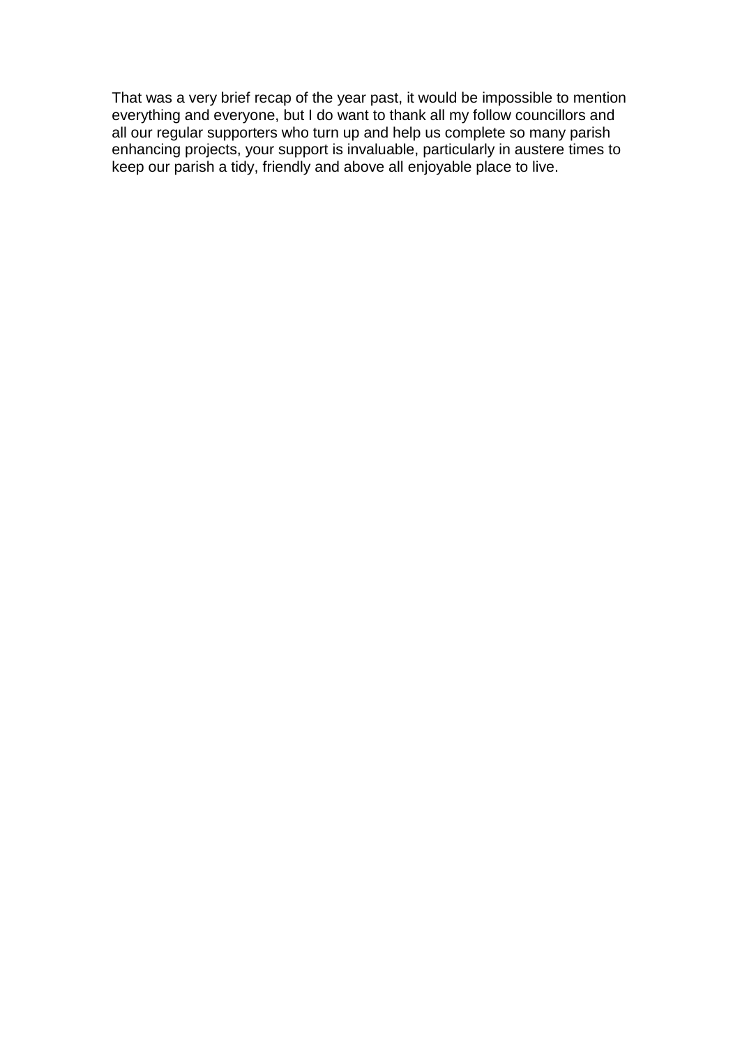That was a very brief recap of the year past, it would be impossible to mention everything and everyone, but I do want to thank all my follow councillors and all our regular supporters who turn up and help us complete so many parish enhancing projects, your support is invaluable, particularly in austere times to keep our parish a tidy, friendly and above all enjoyable place to live.